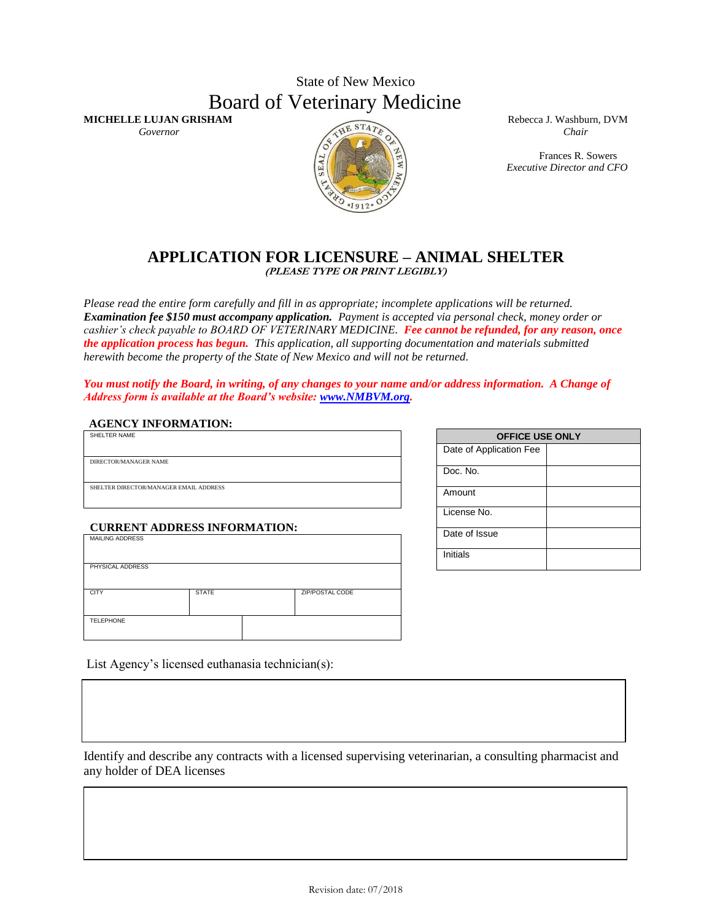State of New Mexico

# Board of Veterinary Medicine

**MICHELLE LUJAN GRISHAM**
*Governor*

Rebecca J. Washburn, DVM
*Chair*

Frances R. Sowers
*Executive Director and CFO*

## APPLICATION FOR LICENSURE – ANIMAL SHELTER

***(PLEASE TYPE OR PRINT LEGIBLY)***

*Please read the entire form carefully and fill in as appropriate; incomplete applications will be returned.* ***Examination fee $150 must accompany application.*** *Payment is accepted via personal check, money order or cashier's check payable to BOARD OF VETERINARY MEDICINE.* ***Fee cannot be refunded, for any reason, once the application process has begun.*** *This application, all supporting documentation and materials submitted herewith become the property of the State of New Mexico and will not be returned.*

***You must notify the Board, in writing, of any changes to your name and/or address information. A Change of Address form is available at the Board's website: [www.NMBVM.org](http://www.NMBVM.org).***

### AGENCY INFORMATION:

| SHELTER NAME |
|---|
| DIRECTOR/MANAGER NAME |
| SHELTER DIRECTOR/MANAGER EMAIL ADDRESS |

### CURRENT ADDRESS INFORMATION:

| MAILING ADDRESS | | |
|---|---|---|
| PHYSICAL ADDRESS | | |
| CITY | STATE | ZIP/POSTAL CODE |
| TELEPHONE | | |

| OFFICE USE ONLY | |
|---|---|
| Date of Application Fee | |
| Doc. No. | |
| Amount | |
| License No. | |
| Date of Issue | |
| Initials | |

List Agency's licensed euthanasia technician(s):

Identify and describe any contracts with a licensed supervising veterinarian, a consulting pharmacist and any holder of DEA licenses

Revision date: 07/2018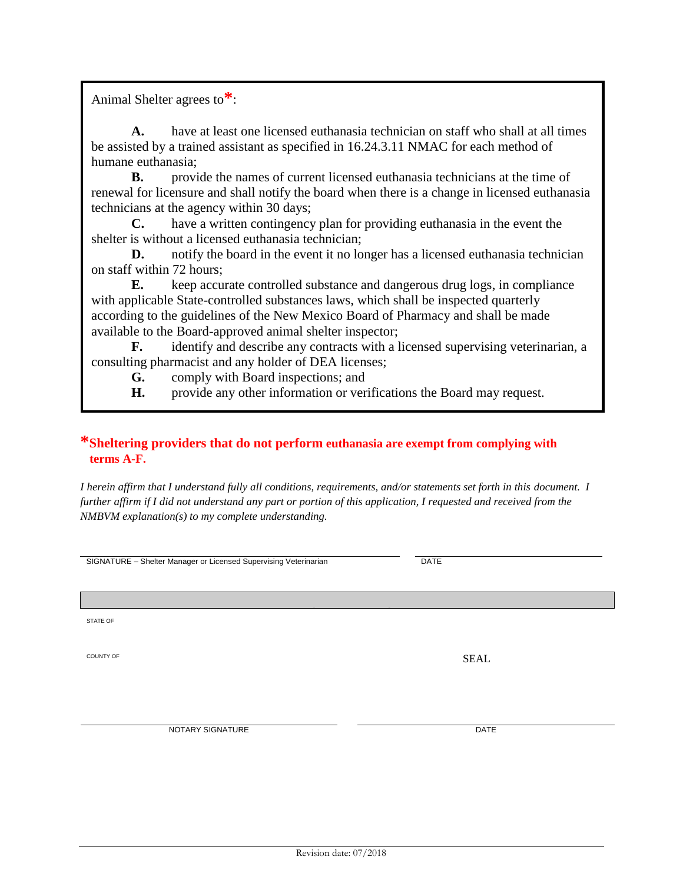Animal Shelter agrees to*:

**A.** have at least one licensed euthanasia technician on staff who shall at all times be assisted by a trained assistant as specified in 16.24.3.11 NMAC for each method of humane euthanasia;

**B.** provide the names of current licensed euthanasia technicians at the time of renewal for licensure and shall notify the board when there is a change in licensed euthanasia technicians at the agency within 30 days;

**C.** have a written contingency plan for providing euthanasia in the event the shelter is without a licensed euthanasia technician;

**D.** notify the board in the event it no longer has a licensed euthanasia technician on staff within 72 hours;

**E.** keep accurate controlled substance and dangerous drug logs, in compliance with applicable State-controlled substances laws, which shall be inspected quarterly according to the guidelines of the New Mexico Board of Pharmacy and shall be made available to the Board-approved animal shelter inspector;

**F.** identify and describe any contracts with a licensed supervising veterinarian, a consulting pharmacist and any holder of DEA licenses;

**G.** comply with Board inspections; and

**H.** provide any other information or verifications the Board may request.

**\*Sheltering providers that do not perform euthanasia are exempt from complying with terms A-F.**

*I herein affirm that I understand fully all conditions, requirements, and/or statements set forth in this document. I further affirm if I did not understand any part or portion of this application, I requested and received from the NMBVM explanation(s) to my complete understanding.*

SIGNATURE – Shelter Manager or Licensed Supervising Veterinarian ____________________ DATE ____________

STATE OF

COUNTY OF

SEAL

NOTARY SIGNATURE ____________________ DATE ____________

Revision date: 07/2018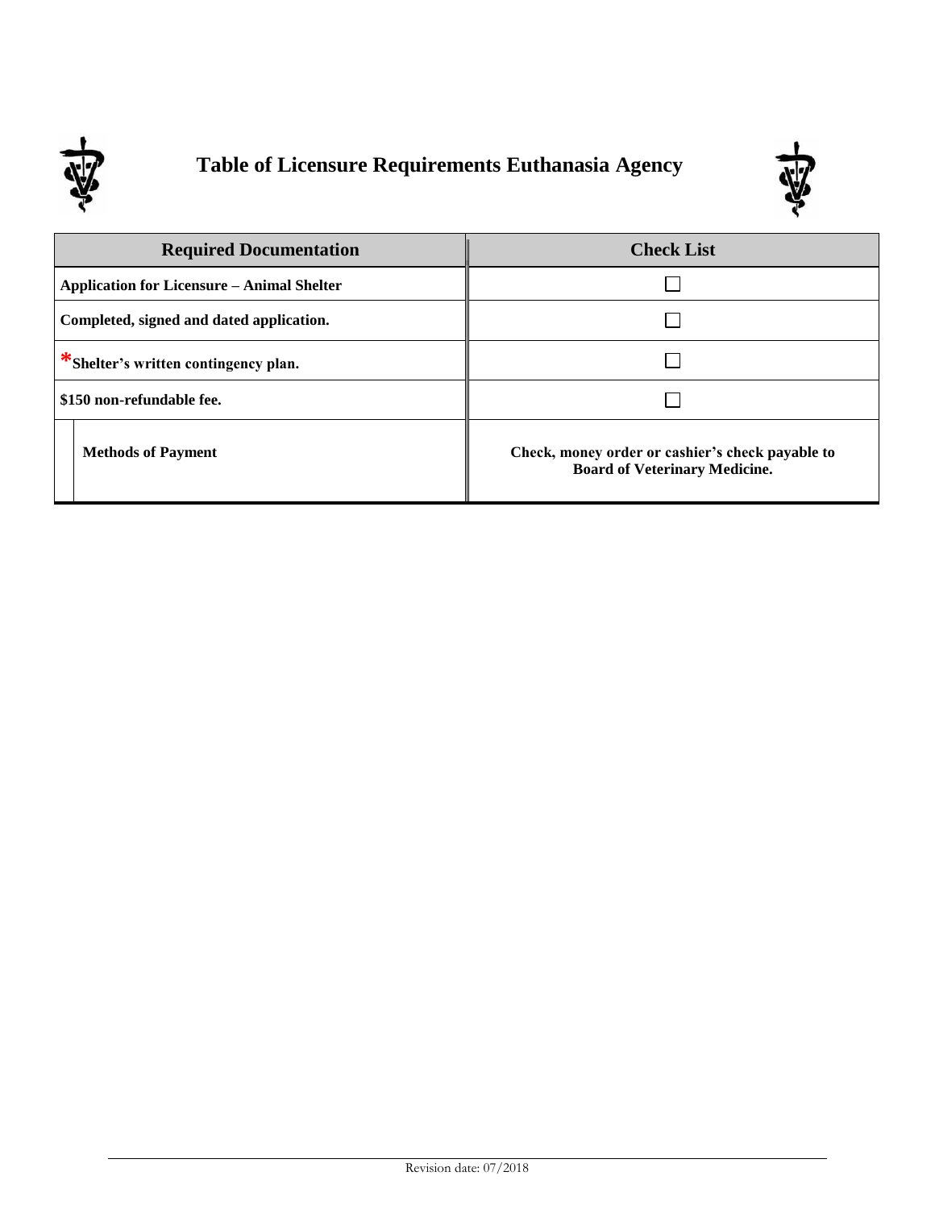# Table of Licensure Requirements Euthanasia Agency

| Required Documentation | Check List |
| --- | --- |
| **Application for Licensure – Animal Shelter** | ☐ |
| **Completed, signed and dated application.** | ☐ |
| ***Shelter's written contingency plan.** | ☐ |
| **$150 non-refundable fee.** | ☐ |
| **Methods of Payment** | **Check, money order or cashier's check payable to Board of Veterinary Medicine.** |

Revision date: 07/2018